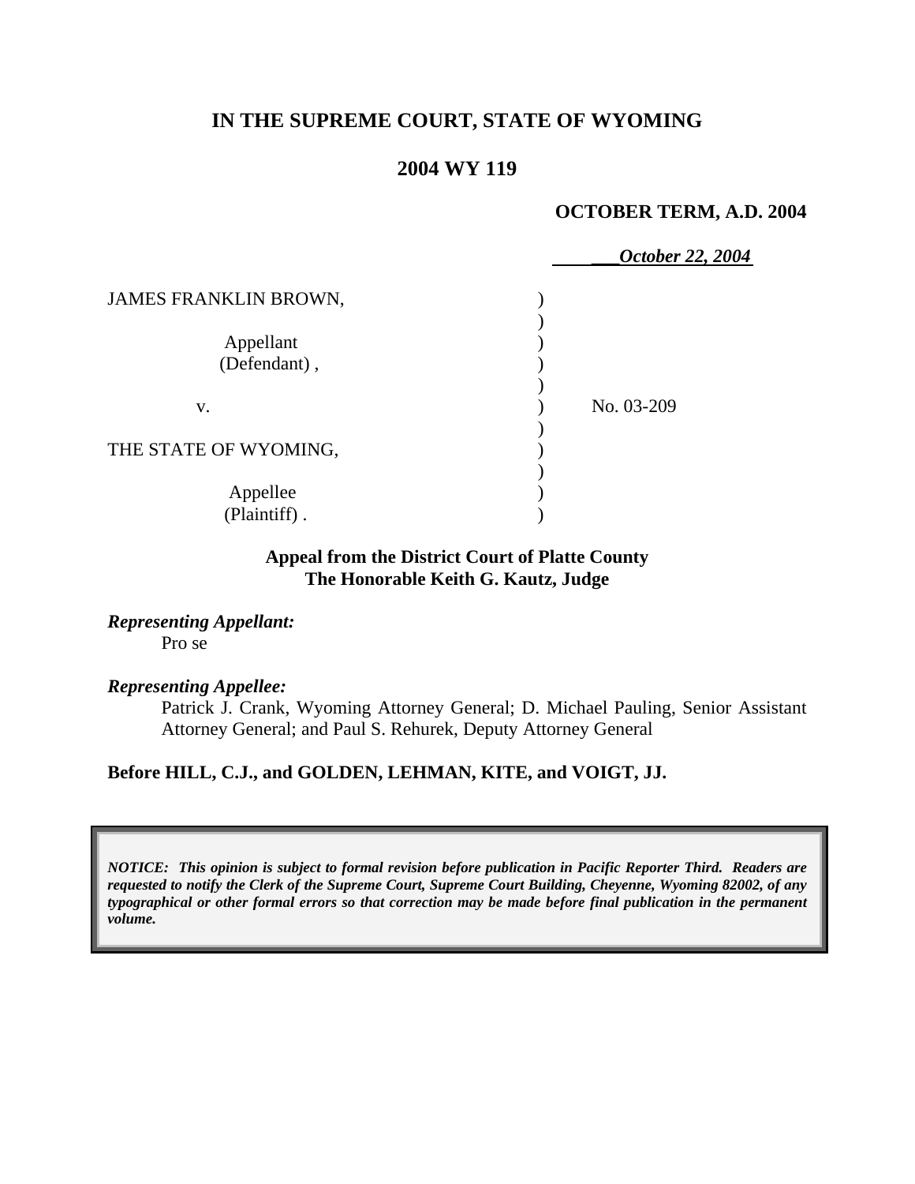# IN THE SUPREME COURT, STATE OF WYOMING

## 2004 WY 119

**OCTOBER TERM, A.D. 2004**

***October 22, 2004***

| | | |
|---|---|---|
| JAMES FRANKLIN BROWN, | ) | |
| | ) | |
| Appellant | ) | |
| (Defendant) , | ) | |
| | ) | |
| v. | ) | No. 03-209 |
| | ) | |
| THE STATE OF WYOMING, | ) | |
| | ) | |
| Appellee | ) | |
| (Plaintiff) . | ) | |

**Appeal from the District Court of Platte County**
**The Honorable Keith G. Kautz, Judge**

***Representing Appellant:***
Pro se

***Representing Appellee:***
Patrick J. Crank, Wyoming Attorney General; D. Michael Pauling, Senior Assistant Attorney General; and Paul S. Rehurek, Deputy Attorney General

**Before HILL, C.J., and GOLDEN, LEHMAN, KITE, and VOIGT, JJ.**

***NOTICE: This opinion is subject to formal revision before publication in Pacific Reporter Third. Readers are requested to notify the Clerk of the Supreme Court, Supreme Court Building, Cheyenne, Wyoming 82002, of any typographical or other formal errors so that correction may be made before final publication in the permanent volume.***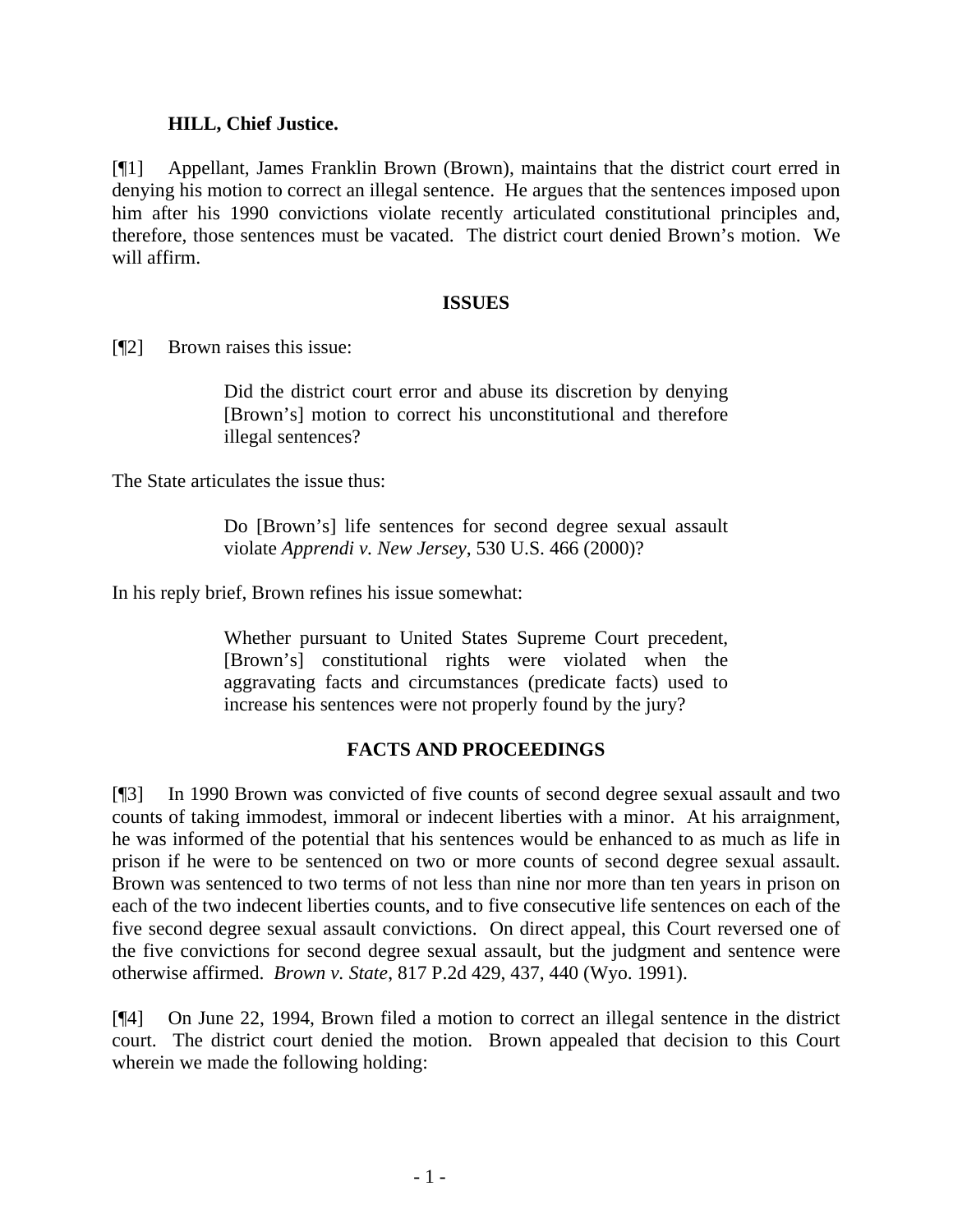**HILL, Chief Justice.**

[¶1] Appellant, James Franklin Brown (Brown), maintains that the district court erred in denying his motion to correct an illegal sentence. He argues that the sentences imposed upon him after his 1990 convictions violate recently articulated constitutional principles and, therefore, those sentences must be vacated. The district court denied Brown's motion. We will affirm.

## ISSUES

[¶2] Brown raises this issue:

> Did the district court error and abuse its discretion by denying [Brown's] motion to correct his unconstitutional and therefore illegal sentences?

The State articulates the issue thus:

> Do [Brown's] life sentences for second degree sexual assault violate *Apprendi v. New Jersey*, 530 U.S. 466 (2000)?

In his reply brief, Brown refines his issue somewhat:

> Whether pursuant to United States Supreme Court precedent, [Brown's] constitutional rights were violated when the aggravating facts and circumstances (predicate facts) used to increase his sentences were not properly found by the jury?

## FACTS AND PROCEEDINGS

[¶3] In 1990 Brown was convicted of five counts of second degree sexual assault and two counts of taking immodest, immoral or indecent liberties with a minor. At his arraignment, he was informed of the potential that his sentences would be enhanced to as much as life in prison if he were to be sentenced on two or more counts of second degree sexual assault. Brown was sentenced to two terms of not less than nine nor more than ten years in prison on each of the two indecent liberties counts, and to five consecutive life sentences on each of the five second degree sexual assault convictions. On direct appeal, this Court reversed one of the five convictions for second degree sexual assault, but the judgment and sentence were otherwise affirmed. *Brown v. State*, 817 P.2d 429, 437, 440 (Wyo. 1991).

[¶4] On June 22, 1994, Brown filed a motion to correct an illegal sentence in the district court. The district court denied the motion. Brown appealed that decision to this Court wherein we made the following holding: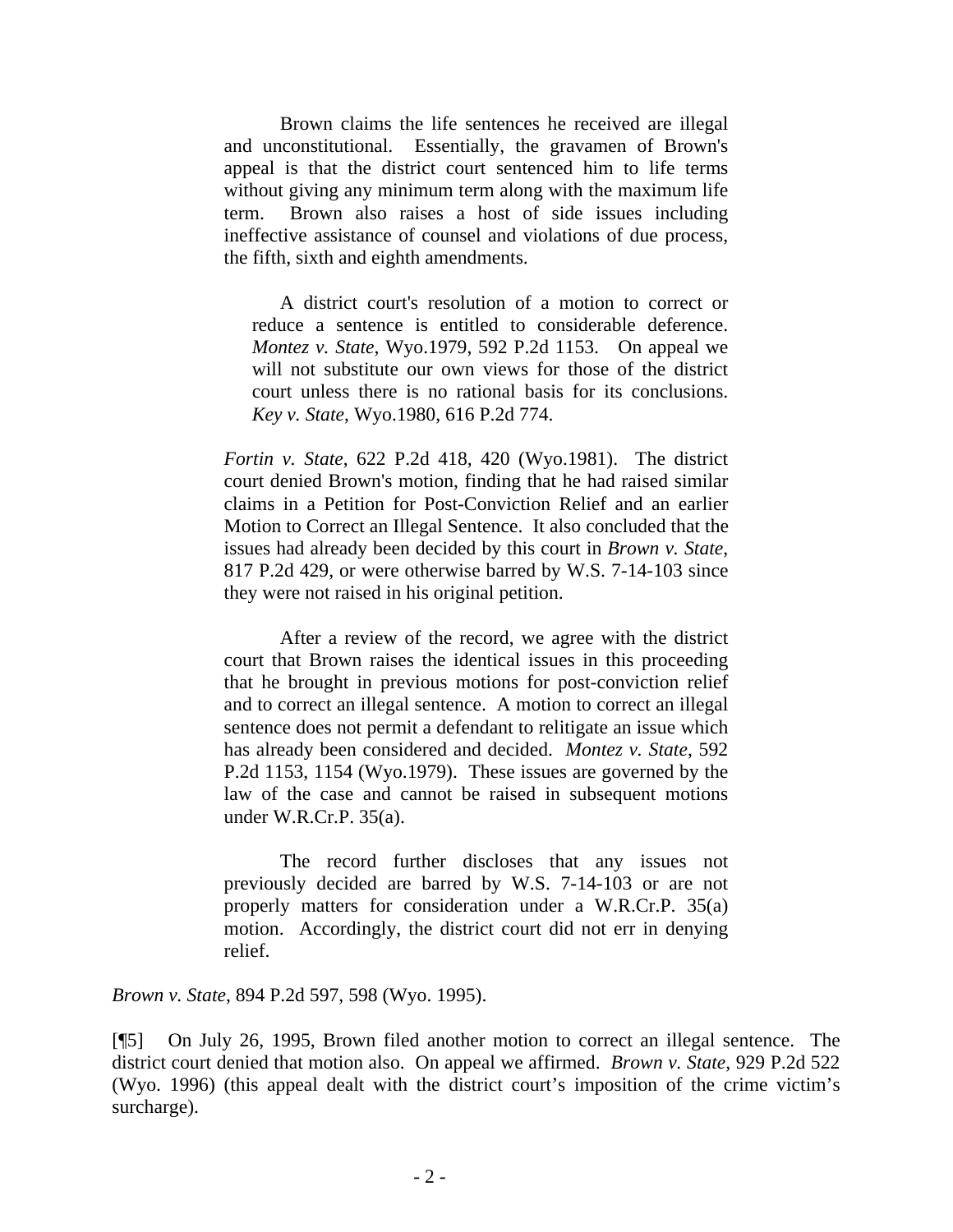> Brown claims the life sentences he received are illegal and unconstitutional. Essentially, the gravamen of Brown's appeal is that the district court sentenced him to life terms without giving any minimum term along with the maximum life term. Brown also raises a host of side issues including ineffective assistance of counsel and violations of due process, the fifth, sixth and eighth amendments.
>
> > A district court's resolution of a motion to correct or reduce a sentence is entitled to considerable deference. *Montez v. State*, Wyo.1979, 592 P.2d 1153. On appeal we will not substitute our own views for those of the district court unless there is no rational basis for its conclusions. *Key v. State*, Wyo.1980, 616 P.2d 774.
>
> *Fortin v. State*, 622 P.2d 418, 420 (Wyo.1981). The district court denied Brown's motion, finding that he had raised similar claims in a Petition for Post-Conviction Relief and an earlier Motion to Correct an Illegal Sentence. It also concluded that the issues had already been decided by this court in *Brown v. State*, 817 P.2d 429, or were otherwise barred by W.S. 7-14-103 since they were not raised in his original petition.
>
> After a review of the record, we agree with the district court that Brown raises the identical issues in this proceeding that he brought in previous motions for post-conviction relief and to correct an illegal sentence. A motion to correct an illegal sentence does not permit a defendant to relitigate an issue which has already been considered and decided. *Montez v. State*, 592 P.2d 1153, 1154 (Wyo.1979). These issues are governed by the law of the case and cannot be raised in subsequent motions under W.R.Cr.P. 35(a).
>
> The record further discloses that any issues not previously decided are barred by W.S. 7-14-103 or are not properly matters for consideration under a W.R.Cr.P. 35(a) motion. Accordingly, the district court did not err in denying relief.

*Brown v. State*, 894 P.2d 597, 598 (Wyo. 1995).

[¶5] On July 26, 1995, Brown filed another motion to correct an illegal sentence. The district court denied that motion also. On appeal we affirmed. *Brown v. State*, 929 P.2d 522 (Wyo. 1996) (this appeal dealt with the district court's imposition of the crime victim's surcharge).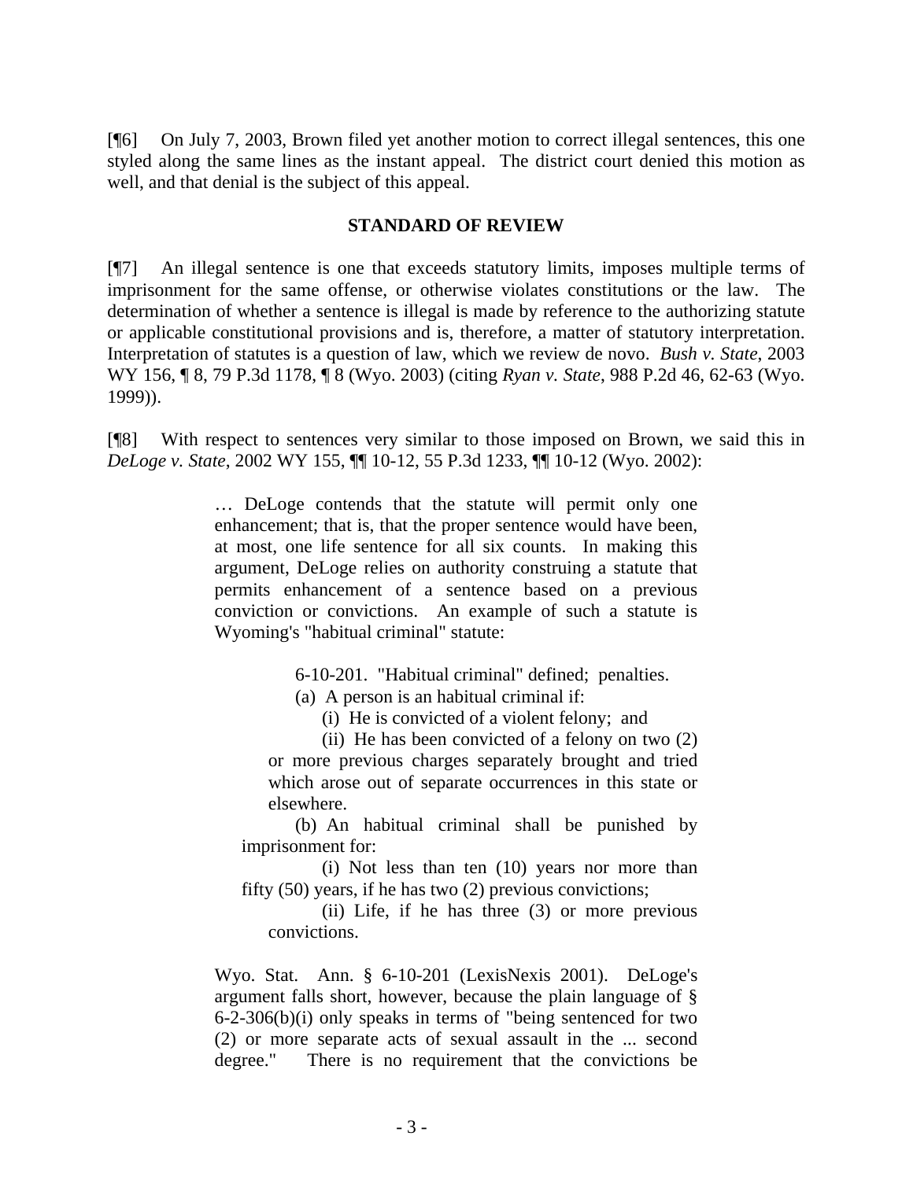[¶6] On July 7, 2003, Brown filed yet another motion to correct illegal sentences, this one styled along the same lines as the instant appeal. The district court denied this motion as well, and that denial is the subject of this appeal.

## STANDARD OF REVIEW

[¶7] An illegal sentence is one that exceeds statutory limits, imposes multiple terms of imprisonment for the same offense, or otherwise violates constitutions or the law. The determination of whether a sentence is illegal is made by reference to the authorizing statute or applicable constitutional provisions and is, therefore, a matter of statutory interpretation. Interpretation of statutes is a question of law, which we review de novo. *Bush v. State*, 2003 WY 156, ¶ 8, 79 P.3d 1178, ¶ 8 (Wyo. 2003) (citing *Ryan v. State*, 988 P.2d 46, 62-63 (Wyo. 1999)).

[¶8] With respect to sentences very similar to those imposed on Brown, we said this in *DeLoge v. State*, 2002 WY 155, ¶¶ 10-12, 55 P.3d 1233, ¶¶ 10-12 (Wyo. 2002):

> … DeLoge contends that the statute will permit only one enhancement; that is, that the proper sentence would have been, at most, one life sentence for all six counts. In making this argument, DeLoge relies on authority construing a statute that permits enhancement of a sentence based on a previous conviction or convictions. An example of such a statute is Wyoming's "habitual criminal" statute:
>
> > 6-10-201. "Habitual criminal" defined; penalties.
> >
> > (a) A person is an habitual criminal if:
> >
> > (i) He is convicted of a violent felony; and
> >
> > (ii) He has been convicted of a felony on two (2) or more previous charges separately brought and tried which arose out of separate occurrences in this state or elsewhere.
> >
> > (b) An habitual criminal shall be punished by imprisonment for:
> >
> > (i) Not less than ten (10) years nor more than fifty (50) years, if he has two (2) previous convictions;
> >
> > (ii) Life, if he has three (3) or more previous convictions.
>
> Wyo. Stat. Ann. § 6-10-201 (LexisNexis 2001). DeLoge's argument falls short, however, because the plain language of § 6-2-306(b)(i) only speaks in terms of "being sentenced for two (2) or more separate acts of sexual assault in the ... second degree." There is no requirement that the convictions be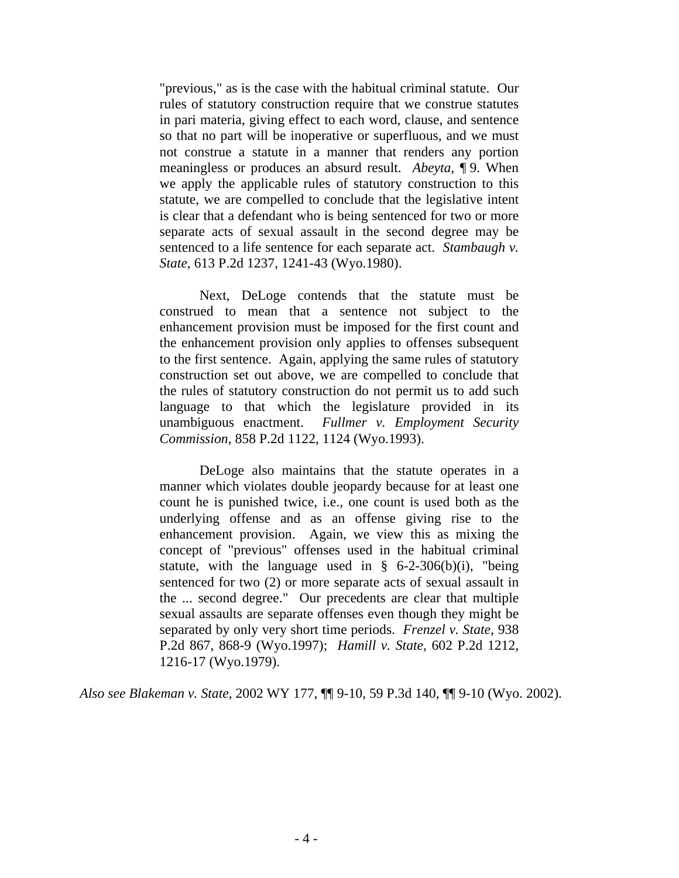> "previous," as is the case with the habitual criminal statute. Our rules of statutory construction require that we construe statutes in pari materia, giving effect to each word, clause, and sentence so that no part will be inoperative or superfluous, and we must not construe a statute in a manner that renders any portion meaningless or produces an absurd result. *Abeyta*, ¶ 9. When we apply the applicable rules of statutory construction to this statute, we are compelled to conclude that the legislative intent is clear that a defendant who is being sentenced for two or more separate acts of sexual assault in the second degree may be sentenced to a life sentence for each separate act. *Stambaugh v. State*, 613 P.2d 1237, 1241-43 (Wyo.1980).
>
> Next, DeLoge contends that the statute must be construed to mean that a sentence not subject to the enhancement provision must be imposed for the first count and the enhancement provision only applies to offenses subsequent to the first sentence. Again, applying the same rules of statutory construction set out above, we are compelled to conclude that the rules of statutory construction do not permit us to add such language to that which the legislature provided in its unambiguous enactment. *Fullmer v. Employment Security Commission*, 858 P.2d 1122, 1124 (Wyo.1993).
>
> DeLoge also maintains that the statute operates in a manner which violates double jeopardy because for at least one count he is punished twice, i.e., one count is used both as the underlying offense and as an offense giving rise to the enhancement provision. Again, we view this as mixing the concept of "previous" offenses used in the habitual criminal statute, with the language used in § 6-2-306(b)(i), "being sentenced for two (2) or more separate acts of sexual assault in the ... second degree." Our precedents are clear that multiple sexual assaults are separate offenses even though they might be separated by only very short time periods. *Frenzel v. State*, 938 P.2d 867, 868-9 (Wyo.1997); *Hamill v. State*, 602 P.2d 1212, 1216-17 (Wyo.1979).

*Also see Blakeman v. State*, 2002 WY 177, ¶¶ 9-10, 59 P.3d 140, ¶¶ 9-10 (Wyo. 2002).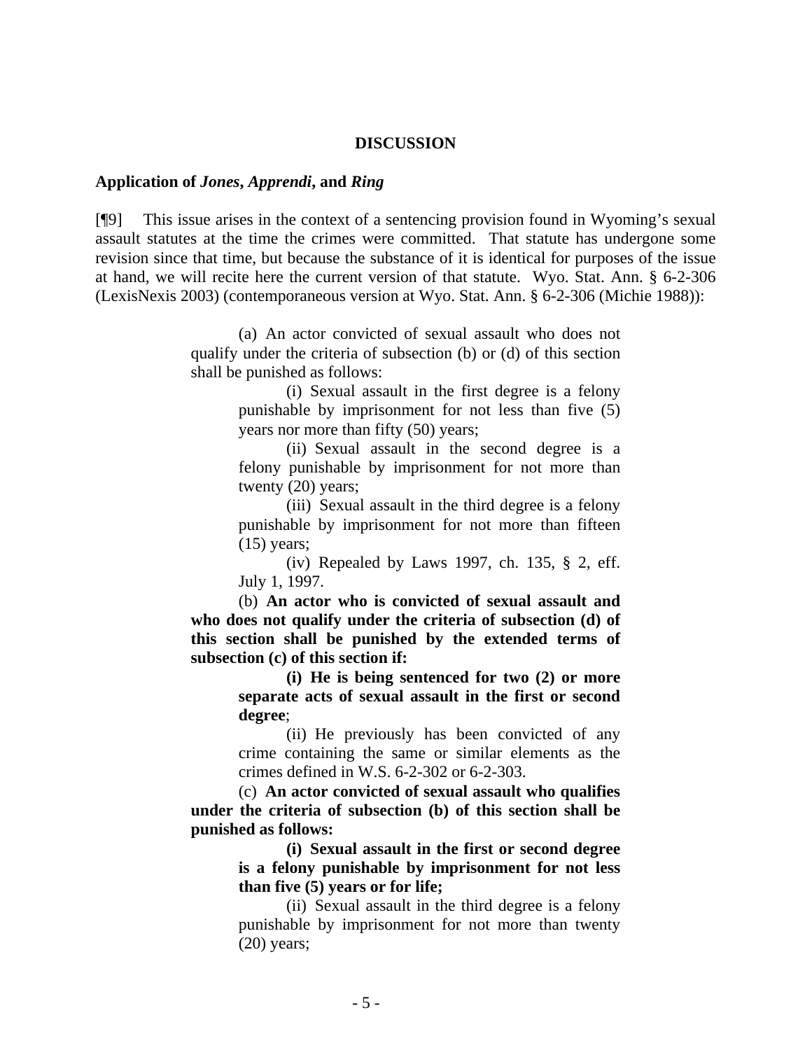## DISCUSSION

### Application of *Jones*, *Apprendi*, and *Ring*

[¶9] This issue arises in the context of a sentencing provision found in Wyoming's sexual assault statutes at the time the crimes were committed. That statute has undergone some revision since that time, but because the substance of it is identical for purposes of the issue at hand, we will recite here the current version of that statute. Wyo. Stat. Ann. § 6-2-306 (LexisNexis 2003) (contemporaneous version at Wyo. Stat. Ann. § 6-2-306 (Michie 1988)):

> (a) An actor convicted of sexual assault who does not qualify under the criteria of subsection (b) or (d) of this section shall be punished as follows:
>
> > (i) Sexual assault in the first degree is a felony punishable by imprisonment for not less than five (5) years nor more than fifty (50) years;
> >
> > (ii) Sexual assault in the second degree is a felony punishable by imprisonment for not more than twenty (20) years;
> >
> > (iii) Sexual assault in the third degree is a felony punishable by imprisonment for not more than fifteen (15) years;
> >
> > (iv) Repealed by Laws 1997, ch. 135, § 2, eff. July 1, 1997.
>
> (b) **An actor who is convicted of sexual assault and who does not qualify under the criteria of subsection (d) of this section shall be punished by the extended terms of subsection (c) of this section if:**
>
> > **(i) He is being sentenced for two (2) or more separate acts of sexual assault in the first or second degree**;
> >
> > (ii) He previously has been convicted of any crime containing the same or similar elements as the crimes defined in W.S. 6-2-302 or 6-2-303.
>
> (c) **An actor convicted of sexual assault who qualifies under the criteria of subsection (b) of this section shall be punished as follows:**
>
> > **(i) Sexual assault in the first or second degree is a felony punishable by imprisonment for not less than five (5) years or for life;**
> >
> > (ii) Sexual assault in the third degree is a felony punishable by imprisonment for not more than twenty (20) years;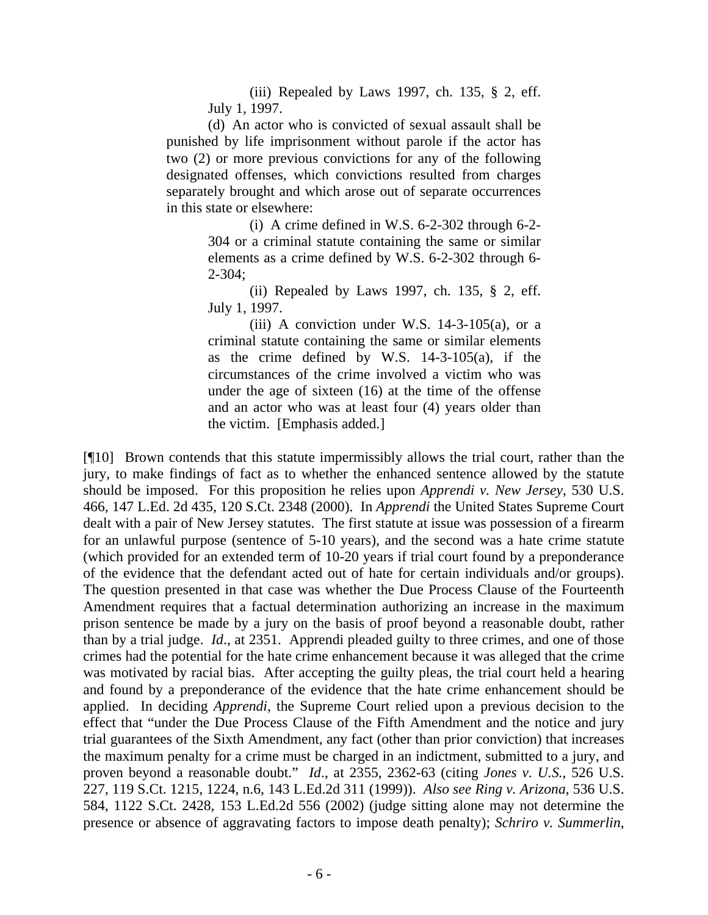(iii) Repealed by Laws 1997, ch. 135, § 2, eff. July 1, 1997.

(d) An actor who is convicted of sexual assault shall be punished by life imprisonment without parole if the actor has two (2) or more previous convictions for any of the following designated offenses, which convictions resulted from charges separately brought and which arose out of separate occurrences in this state or elsewhere:

(i) A crime defined in W.S. 6-2-302 through 6-2-304 or a criminal statute containing the same or similar elements as a crime defined by W.S. 6-2-302 through 6-2-304;

(ii) Repealed by Laws 1997, ch. 135, § 2, eff. July 1, 1997.

(iii) A conviction under W.S. 14-3-105(a), or a criminal statute containing the same or similar elements as the crime defined by W.S. 14-3-105(a), if the circumstances of the crime involved a victim who was under the age of sixteen (16) at the time of the offense and an actor who was at least four (4) years older than the victim. [Emphasis added.]

[¶10] Brown contends that this statute impermissibly allows the trial court, rather than the jury, to make findings of fact as to whether the enhanced sentence allowed by the statute should be imposed. For this proposition he relies upon *Apprendi v. New Jersey*, 530 U.S. 466, 147 L.Ed. 2d 435, 120 S.Ct. 2348 (2000). In *Apprendi* the United States Supreme Court dealt with a pair of New Jersey statutes. The first statute at issue was possession of a firearm for an unlawful purpose (sentence of 5-10 years), and the second was a hate crime statute (which provided for an extended term of 10-20 years if trial court found by a preponderance of the evidence that the defendant acted out of hate for certain individuals and/or groups). The question presented in that case was whether the Due Process Clause of the Fourteenth Amendment requires that a factual determination authorizing an increase in the maximum prison sentence be made by a jury on the basis of proof beyond a reasonable doubt, rather than by a trial judge. *Id*., at 2351. Apprendi pleaded guilty to three crimes, and one of those crimes had the potential for the hate crime enhancement because it was alleged that the crime was motivated by racial bias. After accepting the guilty pleas, the trial court held a hearing and found by a preponderance of the evidence that the hate crime enhancement should be applied. In deciding *Apprendi*, the Supreme Court relied upon a previous decision to the effect that "under the Due Process Clause of the Fifth Amendment and the notice and jury trial guarantees of the Sixth Amendment, any fact (other than prior conviction) that increases the maximum penalty for a crime must be charged in an indictment, submitted to a jury, and proven beyond a reasonable doubt." *Id*., at 2355, 2362-63 (citing *Jones v. U.S.*, 526 U.S. 227, 119 S.Ct. 1215, 1224, n.6, 143 L.Ed.2d 311 (1999)). *Also see Ring v. Arizona*, 536 U.S. 584, 1122 S.Ct. 2428, 153 L.Ed.2d 556 (2002) (judge sitting alone may not determine the presence or absence of aggravating factors to impose death penalty); *Schriro v. Summerlin*,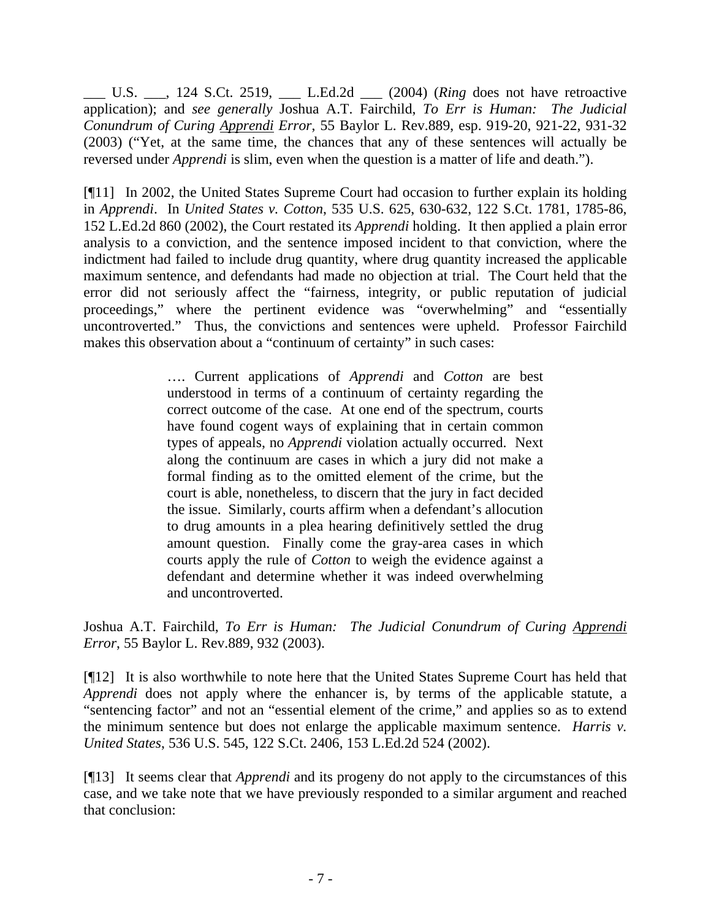___ U.S. ___, 124 S.Ct. 2519, ___ L.Ed.2d ___ (2004) (*Ring* does not have retroactive application); and *see generally* Joshua A.T. Fairchild, *To Err is Human: The Judicial Conundrum of Curing Apprendi Error*, 55 Baylor L. Rev.889, esp. 919-20, 921-22, 931-32 (2003) ("Yet, at the same time, the chances that any of these sentences will actually be reversed under *Apprendi* is slim, even when the question is a matter of life and death.").

[¶11] In 2002, the United States Supreme Court had occasion to further explain its holding in *Apprendi*. In *United States v. Cotton*, 535 U.S. 625, 630-632, 122 S.Ct. 1781, 1785-86, 152 L.Ed.2d 860 (2002), the Court restated its *Apprendi* holding. It then applied a plain error analysis to a conviction, and the sentence imposed incident to that conviction, where the indictment had failed to include drug quantity, where drug quantity increased the applicable maximum sentence, and defendants had made no objection at trial. The Court held that the error did not seriously affect the "fairness, integrity, or public reputation of judicial proceedings," where the pertinent evidence was "overwhelming" and "essentially uncontroverted." Thus, the convictions and sentences were upheld. Professor Fairchild makes this observation about a "continuum of certainty" in such cases:

> …. Current applications of *Apprendi* and *Cotton* are best understood in terms of a continuum of certainty regarding the correct outcome of the case. At one end of the spectrum, courts have found cogent ways of explaining that in certain common types of appeals, no *Apprendi* violation actually occurred. Next along the continuum are cases in which a jury did not make a formal finding as to the omitted element of the crime, but the court is able, nonetheless, to discern that the jury in fact decided the issue. Similarly, courts affirm when a defendant's allocution to drug amounts in a plea hearing definitively settled the drug amount question. Finally come the gray-area cases in which courts apply the rule of *Cotton* to weigh the evidence against a defendant and determine whether it was indeed overwhelming and uncontroverted.

Joshua A.T. Fairchild, *To Err is Human: The Judicial Conundrum of Curing Apprendi Error*, 55 Baylor L. Rev.889, 932 (2003).

[¶12] It is also worthwhile to note here that the United States Supreme Court has held that *Apprendi* does not apply where the enhancer is, by terms of the applicable statute, a "sentencing factor" and not an "essential element of the crime," and applies so as to extend the minimum sentence but does not enlarge the applicable maximum sentence. *Harris v. United States*, 536 U.S. 545, 122 S.Ct. 2406, 153 L.Ed.2d 524 (2002).

[¶13] It seems clear that *Apprendi* and its progeny do not apply to the circumstances of this case, and we take note that we have previously responded to a similar argument and reached that conclusion: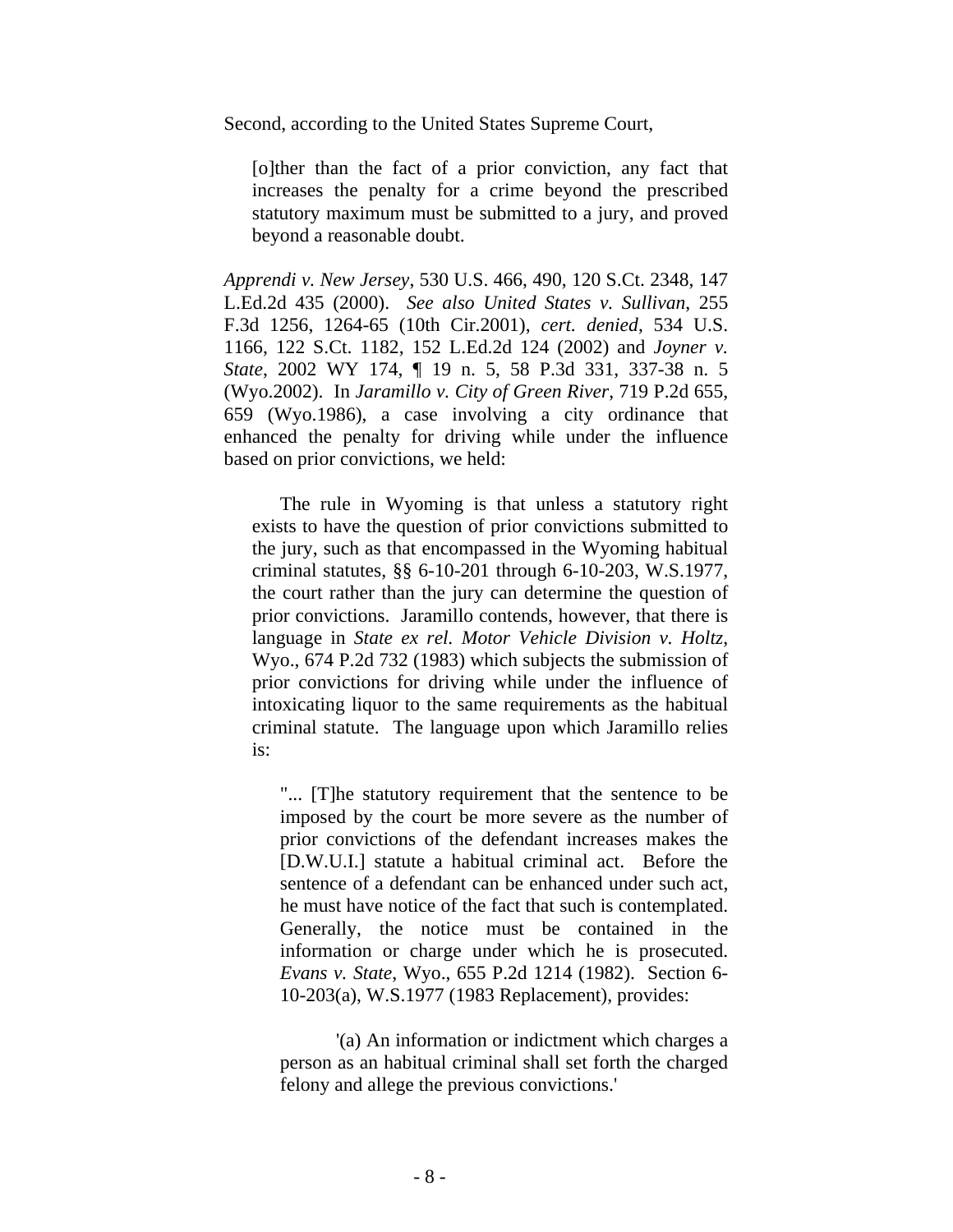Second, according to the United States Supreme Court,

> [o]ther than the fact of a prior conviction, any fact that increases the penalty for a crime beyond the prescribed statutory maximum must be submitted to a jury, and proved beyond a reasonable doubt.

*Apprendi v. New Jersey*, 530 U.S. 466, 490, 120 S.Ct. 2348, 147 L.Ed.2d 435 (2000). *See also United States v. Sullivan*, 255 F.3d 1256, 1264-65 (10th Cir.2001), *cert. denied*, 534 U.S. 1166, 122 S.Ct. 1182, 152 L.Ed.2d 124 (2002) and *Joyner v. State*, 2002 WY 174, ¶ 19 n. 5, 58 P.3d 331, 337-38 n. 5 (Wyo.2002). In *Jaramillo v. City of Green River*, 719 P.2d 655, 659 (Wyo.1986), a case involving a city ordinance that enhanced the penalty for driving while under the influence based on prior convictions, we held:

> The rule in Wyoming is that unless a statutory right exists to have the question of prior convictions submitted to the jury, such as that encompassed in the Wyoming habitual criminal statutes, §§ 6-10-201 through 6-10-203, W.S.1977, the court rather than the jury can determine the question of prior convictions. Jaramillo contends, however, that there is language in *State ex rel. Motor Vehicle Division v. Holtz*, Wyo., 674 P.2d 732 (1983) which subjects the submission of prior convictions for driving while under the influence of intoxicating liquor to the same requirements as the habitual criminal statute. The language upon which Jaramillo relies is:
>
> > "... [T]he statutory requirement that the sentence to be imposed by the court be more severe as the number of prior convictions of the defendant increases makes the [D.W.U.I.] statute a habitual criminal act. Before the sentence of a defendant can be enhanced under such act, he must have notice of the fact that such is contemplated. Generally, the notice must be contained in the information or charge under which he is prosecuted. *Evans v. State*, Wyo., 655 P.2d 1214 (1982). Section 6-10-203(a), W.S.1977 (1983 Replacement), provides:
> >
> > > '(a) An information or indictment which charges a person as an habitual criminal shall set forth the charged felony and allege the previous convictions.'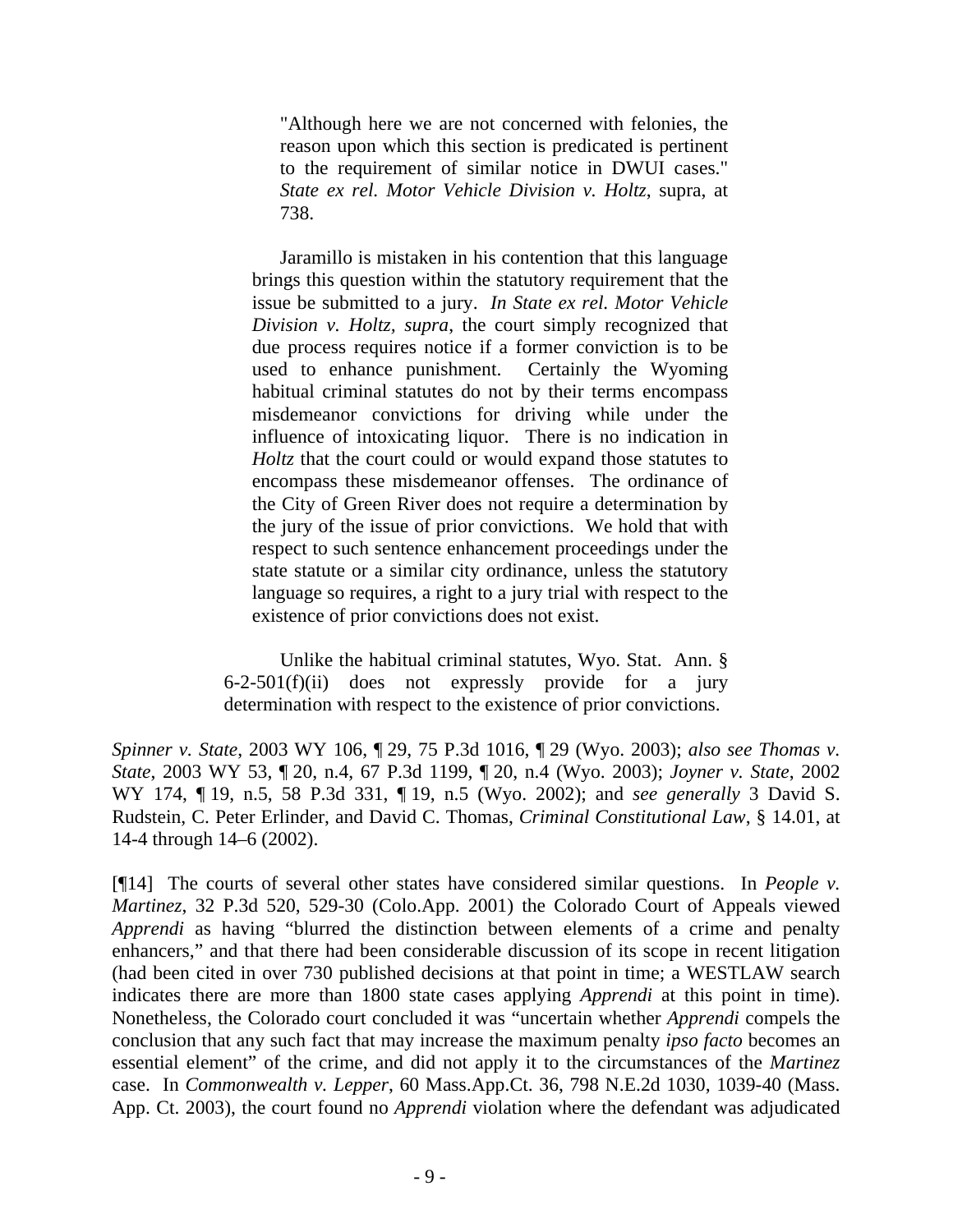> > "Although here we are not concerned with felonies, the reason upon which this section is predicated is pertinent to the requirement of similar notice in DWUI cases." *State ex rel. Motor Vehicle Division v. Holtz*, supra, at 738.
> >
> > Jaramillo is mistaken in his contention that this language brings this question within the statutory requirement that the issue be submitted to a jury. *In State ex rel. Motor Vehicle Division v. Holtz, supra*, the court simply recognized that due process requires notice if a former conviction is to be used to enhance punishment. Certainly the Wyoming habitual criminal statutes do not by their terms encompass misdemeanor convictions for driving while under the influence of intoxicating liquor. There is no indication in *Holtz* that the court could or would expand those statutes to encompass these misdemeanor offenses. The ordinance of the City of Green River does not require a determination by the jury of the issue of prior convictions. We hold that with respect to such sentence enhancement proceedings under the state statute or a similar city ordinance, unless the statutory language so requires, a right to a jury trial with respect to the existence of prior convictions does not exist.
>
> Unlike the habitual criminal statutes, Wyo. Stat. Ann. § 6-2-501(f)(ii) does not expressly provide for a jury determination with respect to the existence of prior convictions.

*Spinner v. State*, 2003 WY 106, ¶ 29, 75 P.3d 1016, ¶ 29 (Wyo. 2003); *also see Thomas v. State*, 2003 WY 53, ¶ 20, n.4, 67 P.3d 1199, ¶ 20, n.4 (Wyo. 2003); *Joyner v. State*, 2002 WY 174, ¶ 19, n.5, 58 P.3d 331, ¶ 19, n.5 (Wyo. 2002); and *see generally* 3 David S. Rudstein, C. Peter Erlinder, and David C. Thomas, *Criminal Constitutional Law*, § 14.01, at 14-4 through 14–6 (2002).

[¶14] The courts of several other states have considered similar questions. In *People v. Martinez*, 32 P.3d 520, 529-30 (Colo.App. 2001) the Colorado Court of Appeals viewed *Apprendi* as having "blurred the distinction between elements of a crime and penalty enhancers," and that there had been considerable discussion of its scope in recent litigation (had been cited in over 730 published decisions at that point in time; a WESTLAW search indicates there are more than 1800 state cases applying *Apprendi* at this point in time). Nonetheless, the Colorado court concluded it was "uncertain whether *Apprendi* compels the conclusion that any such fact that may increase the maximum penalty *ipso facto* becomes an essential element" of the crime, and did not apply it to the circumstances of the *Martinez* case. In *Commonwealth v. Lepper*, 60 Mass.App.Ct. 36, 798 N.E.2d 1030, 1039-40 (Mass. App. Ct. 2003), the court found no *Apprendi* violation where the defendant was adjudicated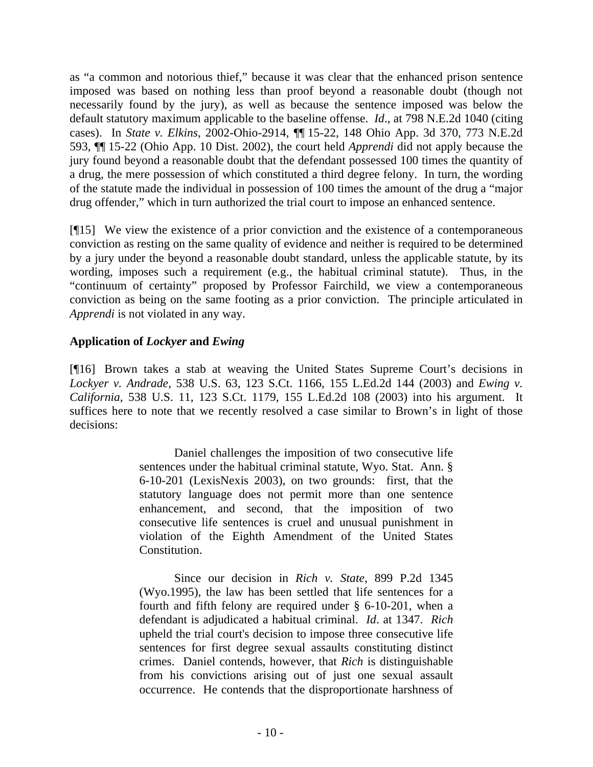as "a common and notorious thief," because it was clear that the enhanced prison sentence imposed was based on nothing less than proof beyond a reasonable doubt (though not necessarily found by the jury), as well as because the sentence imposed was below the default statutory maximum applicable to the baseline offense. *Id*., at 798 N.E.2d 1040 (citing cases). In *State v. Elkins*, 2002-Ohio-2914, ¶¶ 15-22, 148 Ohio App. 3d 370, 773 N.E.2d 593, ¶¶ 15-22 (Ohio App. 10 Dist. 2002), the court held *Apprendi* did not apply because the jury found beyond a reasonable doubt that the defendant possessed 100 times the quantity of a drug, the mere possession of which constituted a third degree felony. In turn, the wording of the statute made the individual in possession of 100 times the amount of the drug a "major drug offender," which in turn authorized the trial court to impose an enhanced sentence.

[¶15] We view the existence of a prior conviction and the existence of a contemporaneous conviction as resting on the same quality of evidence and neither is required to be determined by a jury under the beyond a reasonable doubt standard, unless the applicable statute, by its wording, imposes such a requirement (e.g., the habitual criminal statute). Thus, in the "continuum of certainty" proposed by Professor Fairchild, we view a contemporaneous conviction as being on the same footing as a prior conviction. The principle articulated in *Apprendi* is not violated in any way.

**Application of *Lockyer* and *Ewing***

[¶16] Brown takes a stab at weaving the United States Supreme Court's decisions in *Lockyer v. Andrade*, 538 U.S. 63, 123 S.Ct. 1166, 155 L.Ed.2d 144 (2003) and *Ewing v. California*, 538 U.S. 11, 123 S.Ct. 1179, 155 L.Ed.2d 108 (2003) into his argument. It suffices here to note that we recently resolved a case similar to Brown's in light of those decisions:

> Daniel challenges the imposition of two consecutive life sentences under the habitual criminal statute, Wyo. Stat. Ann. § 6-10-201 (LexisNexis 2003), on two grounds: first, that the statutory language does not permit more than one sentence enhancement, and second, that the imposition of two consecutive life sentences is cruel and unusual punishment in violation of the Eighth Amendment of the United States Constitution.
>
> Since our decision in *Rich v. State*, 899 P.2d 1345 (Wyo.1995), the law has been settled that life sentences for a fourth and fifth felony are required under § 6-10-201, when a defendant is adjudicated a habitual criminal. *Id*. at 1347. *Rich* upheld the trial court's decision to impose three consecutive life sentences for first degree sexual assaults constituting distinct crimes. Daniel contends, however, that *Rich* is distinguishable from his convictions arising out of just one sexual assault occurrence. He contends that the disproportionate harshness of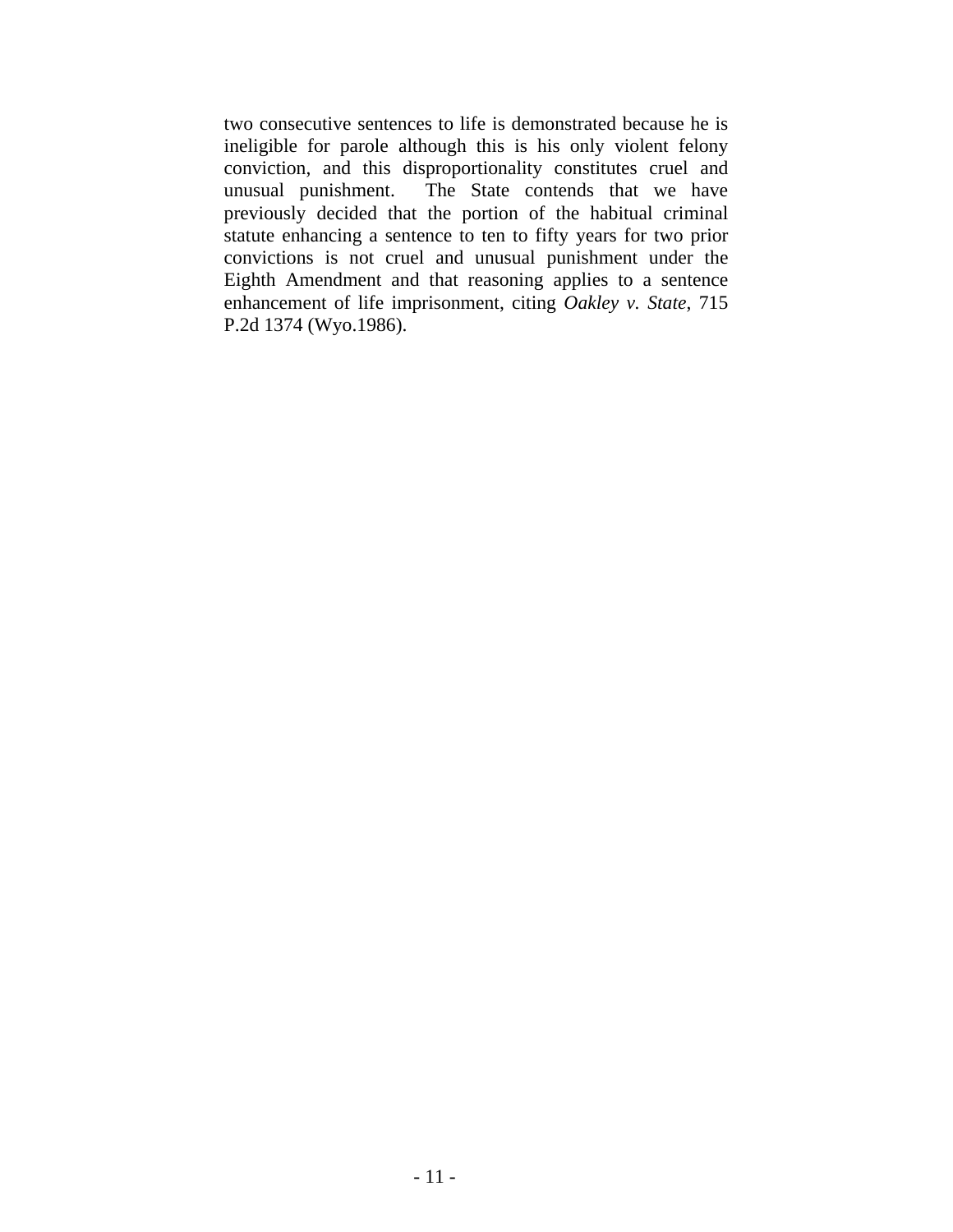two consecutive sentences to life is demonstrated because he is ineligible for parole although this is his only violent felony conviction, and this disproportionality constitutes cruel and unusual punishment. The State contends that we have previously decided that the portion of the habitual criminal statute enhancing a sentence to ten to fifty years for two prior convictions is not cruel and unusual punishment under the Eighth Amendment and that reasoning applies to a sentence enhancement of life imprisonment, citing *Oakley v. State*, 715 P.2d 1374 (Wyo.1986).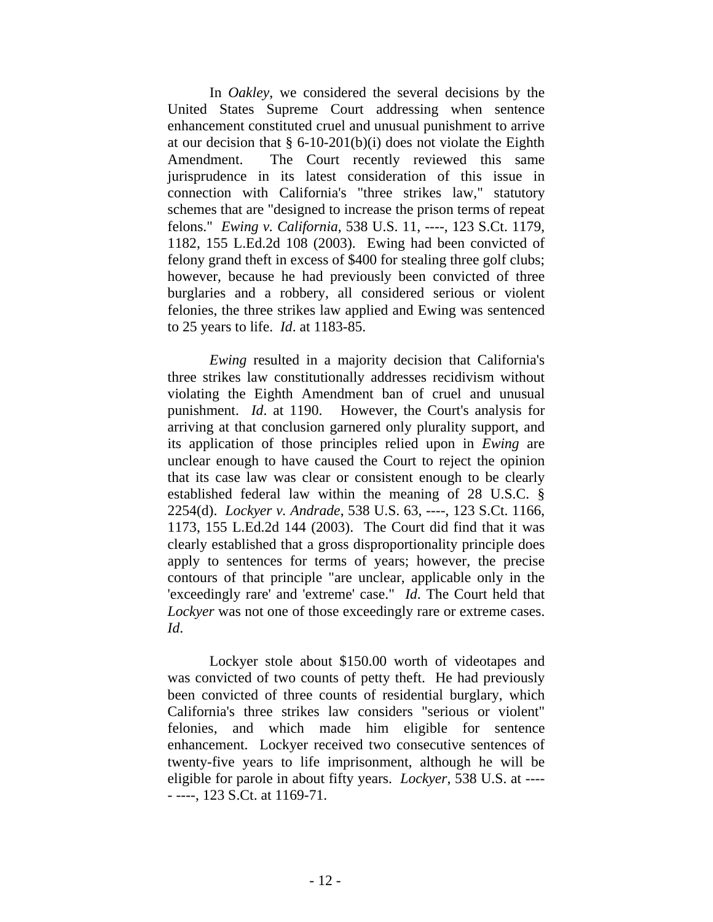In *Oakley*, we considered the several decisions by the United States Supreme Court addressing when sentence enhancement constituted cruel and unusual punishment to arrive at our decision that § 6-10-201(b)(i) does not violate the Eighth Amendment. The Court recently reviewed this same jurisprudence in its latest consideration of this issue in connection with California's "three strikes law," statutory schemes that are "designed to increase the prison terms of repeat felons." *Ewing v. California*, 538 U.S. 11, ----, 123 S.Ct. 1179, 1182, 155 L.Ed.2d 108 (2003). Ewing had been convicted of felony grand theft in excess of $400 for stealing three golf clubs; however, because he had previously been convicted of three burglaries and a robbery, all considered serious or violent felonies, the three strikes law applied and Ewing was sentenced to 25 years to life. *Id*. at 1183-85.

*Ewing* resulted in a majority decision that California's three strikes law constitutionally addresses recidivism without violating the Eighth Amendment ban of cruel and unusual punishment. *Id*. at 1190. However, the Court's analysis for arriving at that conclusion garnered only plurality support, and its application of those principles relied upon in *Ewing* are unclear enough to have caused the Court to reject the opinion that its case law was clear or consistent enough to be clearly established federal law within the meaning of 28 U.S.C. § 2254(d). *Lockyer v. Andrade*, 538 U.S. 63, ----, 123 S.Ct. 1166, 1173, 155 L.Ed.2d 144 (2003). The Court did find that it was clearly established that a gross disproportionality principle does apply to sentences for terms of years; however, the precise contours of that principle "are unclear, applicable only in the 'exceedingly rare' and 'extreme' case." *Id*. The Court held that *Lockyer* was not one of those exceedingly rare or extreme cases. *Id*.

Lockyer stole about $150.00 worth of videotapes and was convicted of two counts of petty theft. He had previously been convicted of three counts of residential burglary, which California's three strikes law considers "serious or violent" felonies, and which made him eligible for sentence enhancement. Lockyer received two consecutive sentences of twenty-five years to life imprisonment, although he will be eligible for parole in about fifty years. *Lockyer*, 538 U.S. at ----- ----, 123 S.Ct. at 1169-71.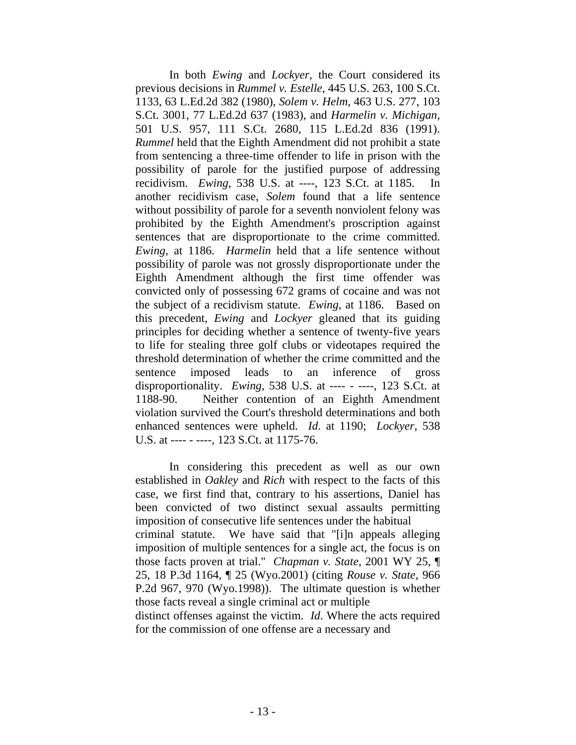In both *Ewing* and *Lockyer*, the Court considered its previous decisions in *Rummel v. Estelle*, 445 U.S. 263, 100 S.Ct. 1133, 63 L.Ed.2d 382 (1980), *Solem v. Helm*, 463 U.S. 277, 103 S.Ct. 3001, 77 L.Ed.2d 637 (1983), and *Harmelin v. Michigan*, 501 U.S. 957, 111 S.Ct. 2680, 115 L.Ed.2d 836 (1991). *Rummel* held that the Eighth Amendment did not prohibit a state from sentencing a three-time offender to life in prison with the possibility of parole for the justified purpose of addressing recidivism. *Ewing*, 538 U.S. at ----, 123 S.Ct. at 1185. In another recidivism case, *Solem* found that a life sentence without possibility of parole for a seventh nonviolent felony was prohibited by the Eighth Amendment's proscription against sentences that are disproportionate to the crime committed. *Ewing*, at 1186. *Harmelin* held that a life sentence without possibility of parole was not grossly disproportionate under the Eighth Amendment although the first time offender was convicted only of possessing 672 grams of cocaine and was not the subject of a recidivism statute. *Ewing*, at 1186. Based on this precedent, *Ewing* and *Lockyer* gleaned that its guiding principles for deciding whether a sentence of twenty-five years to life for stealing three golf clubs or videotapes required the threshold determination of whether the crime committed and the sentence imposed leads to an inference of gross disproportionality. *Ewing*, 538 U.S. at ---- - ----, 123 S.Ct. at 1188-90. Neither contention of an Eighth Amendment violation survived the Court's threshold determinations and both enhanced sentences were upheld. *Id*. at 1190; *Lockyer*, 538 U.S. at ---- - ----, 123 S.Ct. at 1175-76.

In considering this precedent as well as our own established in *Oakley* and *Rich* with respect to the facts of this case, we first find that, contrary to his assertions, Daniel has been convicted of two distinct sexual assaults permitting imposition of consecutive life sentences under the habitual criminal statute. We have said that "[i]n appeals alleging imposition of multiple sentences for a single act, the focus is on those facts proven at trial." *Chapman v. State*, 2001 WY 25, ¶ 25, 18 P.3d 1164, ¶ 25 (Wyo.2001) (citing *Rouse v. State*, 966 P.2d 967, 970 (Wyo.1998)). The ultimate question is whether those facts reveal a single criminal act or multiple distinct offenses against the victim. *Id*. Where the acts required for the commission of one offense are a necessary and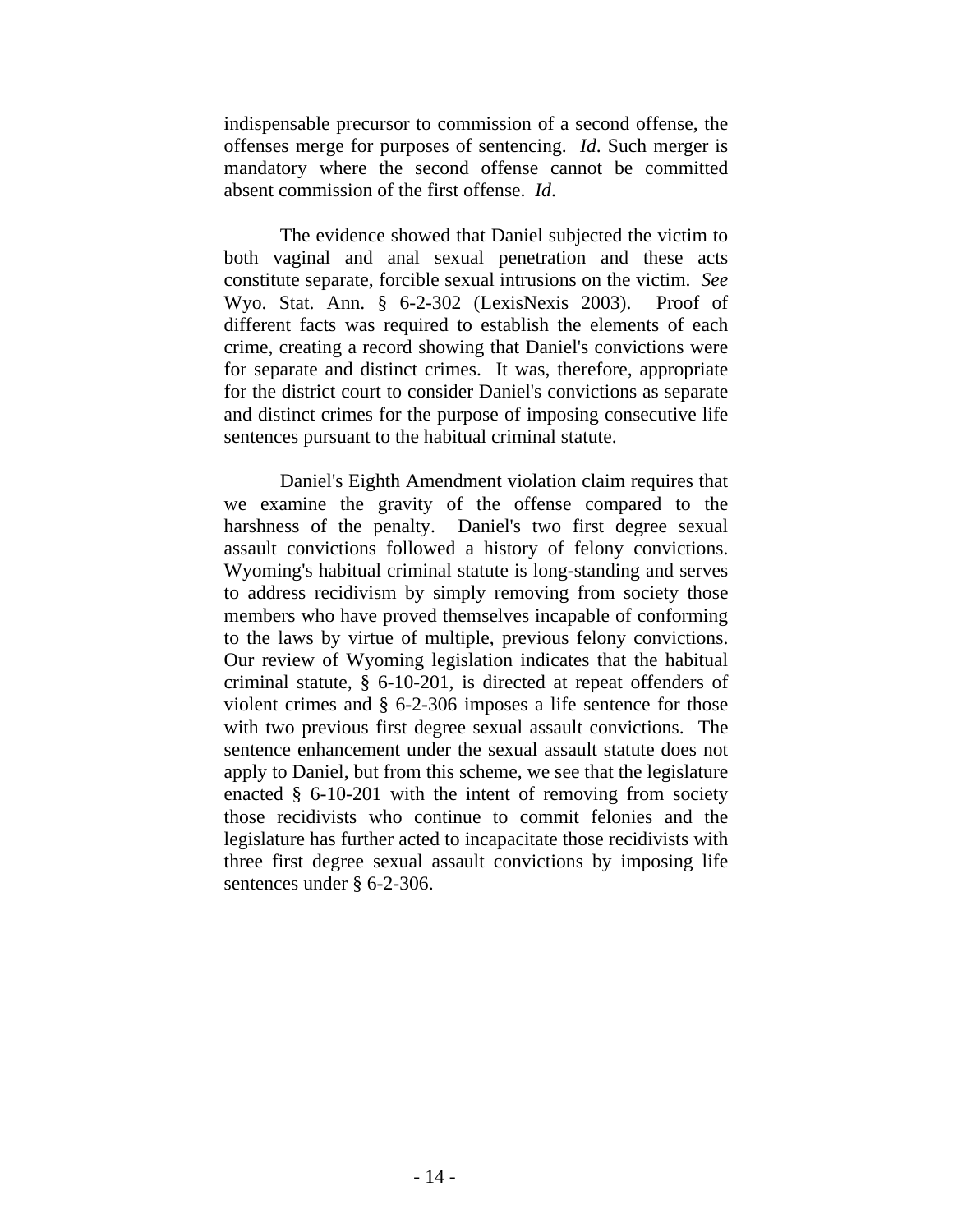indispensable precursor to commission of a second offense, the offenses merge for purposes of sentencing. *Id*. Such merger is mandatory where the second offense cannot be committed absent commission of the first offense. *Id*.

The evidence showed that Daniel subjected the victim to both vaginal and anal sexual penetration and these acts constitute separate, forcible sexual intrusions on the victim. *See* Wyo. Stat. Ann. § 6-2-302 (LexisNexis 2003). Proof of different facts was required to establish the elements of each crime, creating a record showing that Daniel's convictions were for separate and distinct crimes. It was, therefore, appropriate for the district court to consider Daniel's convictions as separate and distinct crimes for the purpose of imposing consecutive life sentences pursuant to the habitual criminal statute.

Daniel's Eighth Amendment violation claim requires that we examine the gravity of the offense compared to the harshness of the penalty. Daniel's two first degree sexual assault convictions followed a history of felony convictions. Wyoming's habitual criminal statute is long-standing and serves to address recidivism by simply removing from society those members who have proved themselves incapable of conforming to the laws by virtue of multiple, previous felony convictions. Our review of Wyoming legislation indicates that the habitual criminal statute, § 6-10-201, is directed at repeat offenders of violent crimes and § 6-2-306 imposes a life sentence for those with two previous first degree sexual assault convictions. The sentence enhancement under the sexual assault statute does not apply to Daniel, but from this scheme, we see that the legislature enacted § 6-10-201 with the intent of removing from society those recidivists who continue to commit felonies and the legislature has further acted to incapacitate those recidivists with three first degree sexual assault convictions by imposing life sentences under § 6-2-306.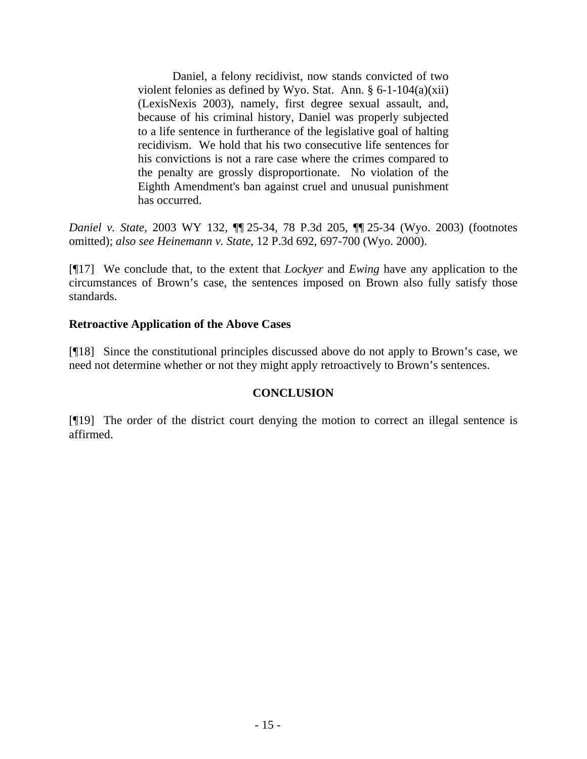> Daniel, a felony recidivist, now stands convicted of two violent felonies as defined by Wyo. Stat. Ann. § 6-1-104(a)(xii) (LexisNexis 2003), namely, first degree sexual assault, and, because of his criminal history, Daniel was properly subjected to a life sentence in furtherance of the legislative goal of halting recidivism. We hold that his two consecutive life sentences for his convictions is not a rare case where the crimes compared to the penalty are grossly disproportionate. No violation of the Eighth Amendment's ban against cruel and unusual punishment has occurred.

*Daniel v. State*, 2003 WY 132, ¶¶ 25-34, 78 P.3d 205, ¶¶ 25-34 (Wyo. 2003) (footnotes omitted); *also see Heinemann v. State*, 12 P.3d 692, 697-700 (Wyo. 2000).

[¶17] We conclude that, to the extent that *Lockyer* and *Ewing* have any application to the circumstances of Brown's case, the sentences imposed on Brown also fully satisfy those standards.

**Retroactive Application of the Above Cases**

[¶18] Since the constitutional principles discussed above do not apply to Brown's case, we need not determine whether or not they might apply retroactively to Brown's sentences.

## CONCLUSION

[¶19] The order of the district court denying the motion to correct an illegal sentence is affirmed.